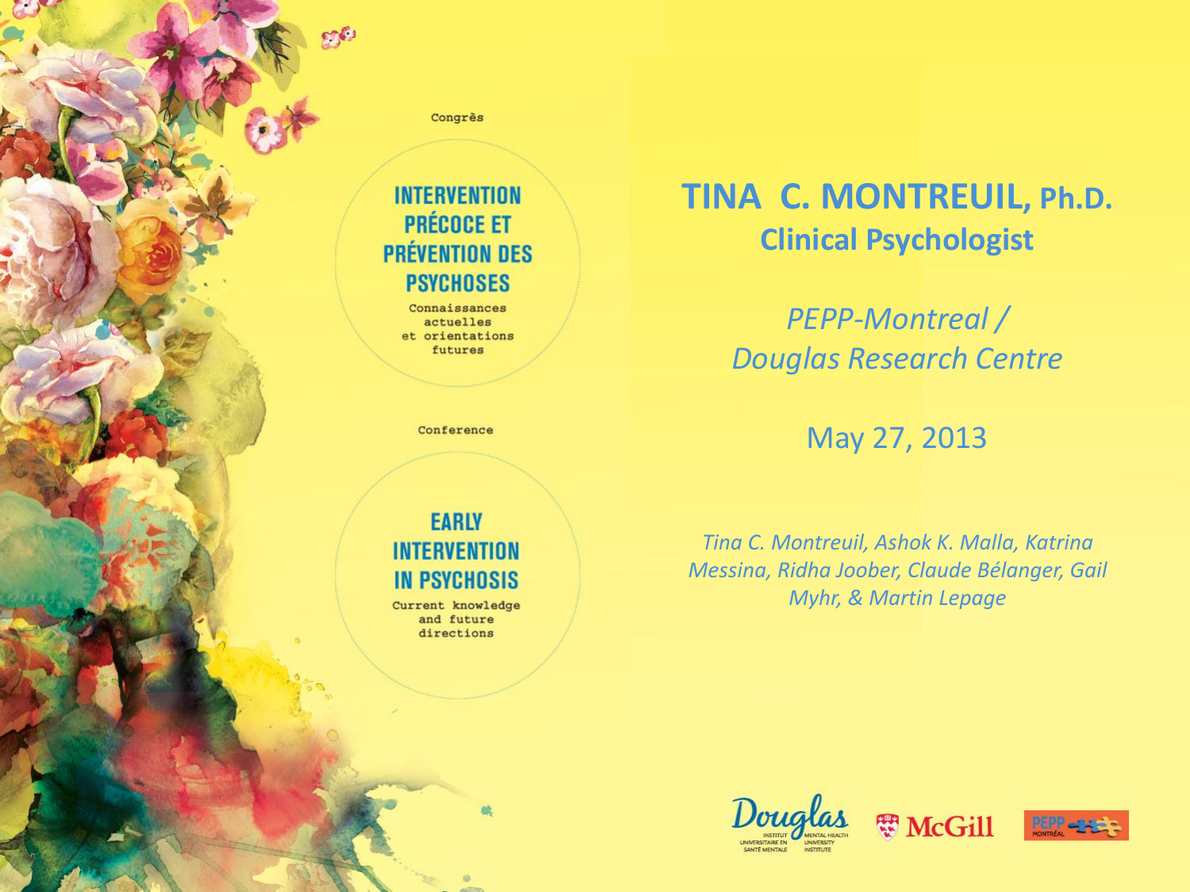Congrès

**INTERVENTION PRÉCOCE ET PRÉVENTION DES PSYCHOSES**

Connaissances actuelles et orientations futures

Conference

**EARLY INTERVENTION IN PSYCHOSIS**

Current knowledge and future directions

# TINA C. MONTREUIL, Ph.D.

## Clinical Psychologist

*PEPP-Montreal / Douglas Research Centre*

May 27, 2013

*Tina C. Montreuil, Ashok K. Malla, Katrina Messina, Ridha Joober, Claude Bélanger, Gail Myhr, & Martin Lepage*

Douglas Institut universitaire en santé mentale / Mental Health University Institute — McGill — PEPP Montréal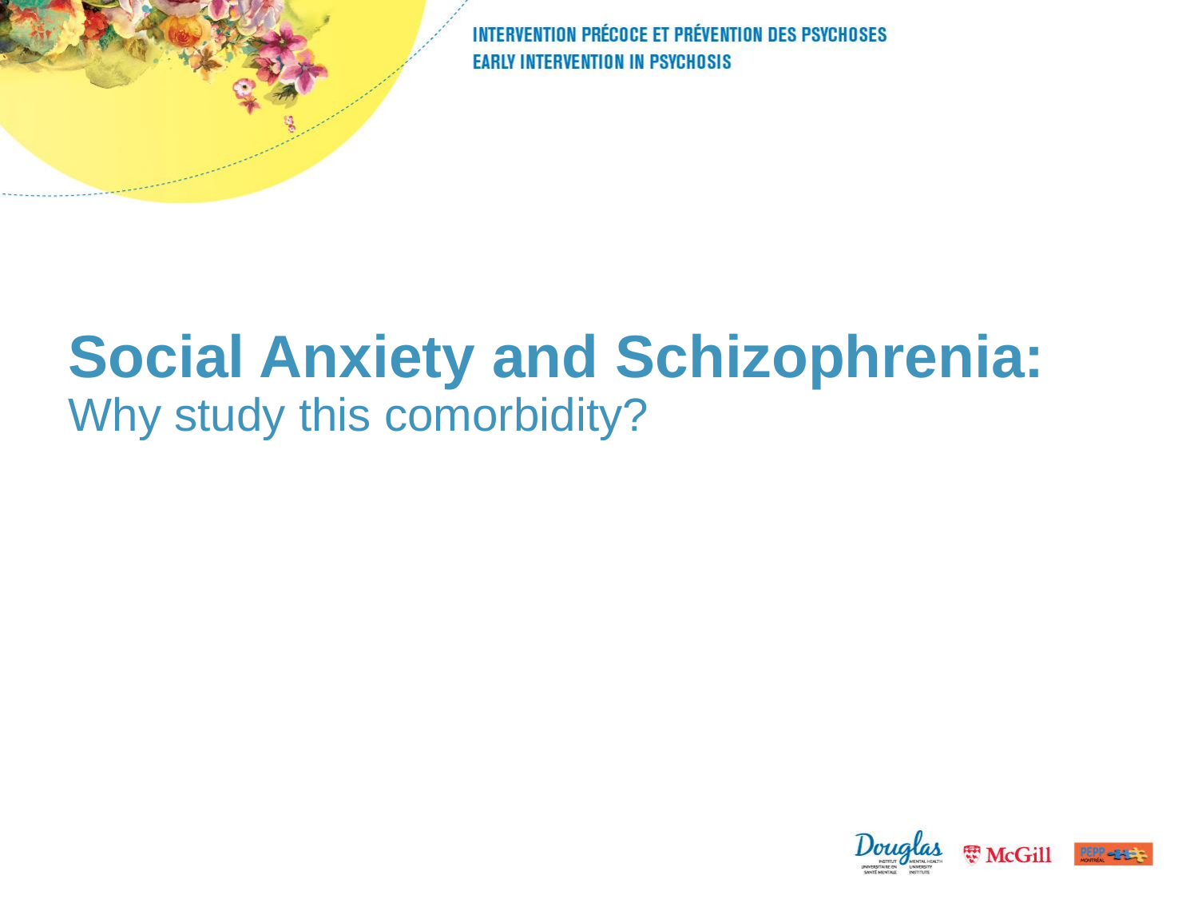# Social Anxiety and Schizophrenia:

## Why study this comorbidity?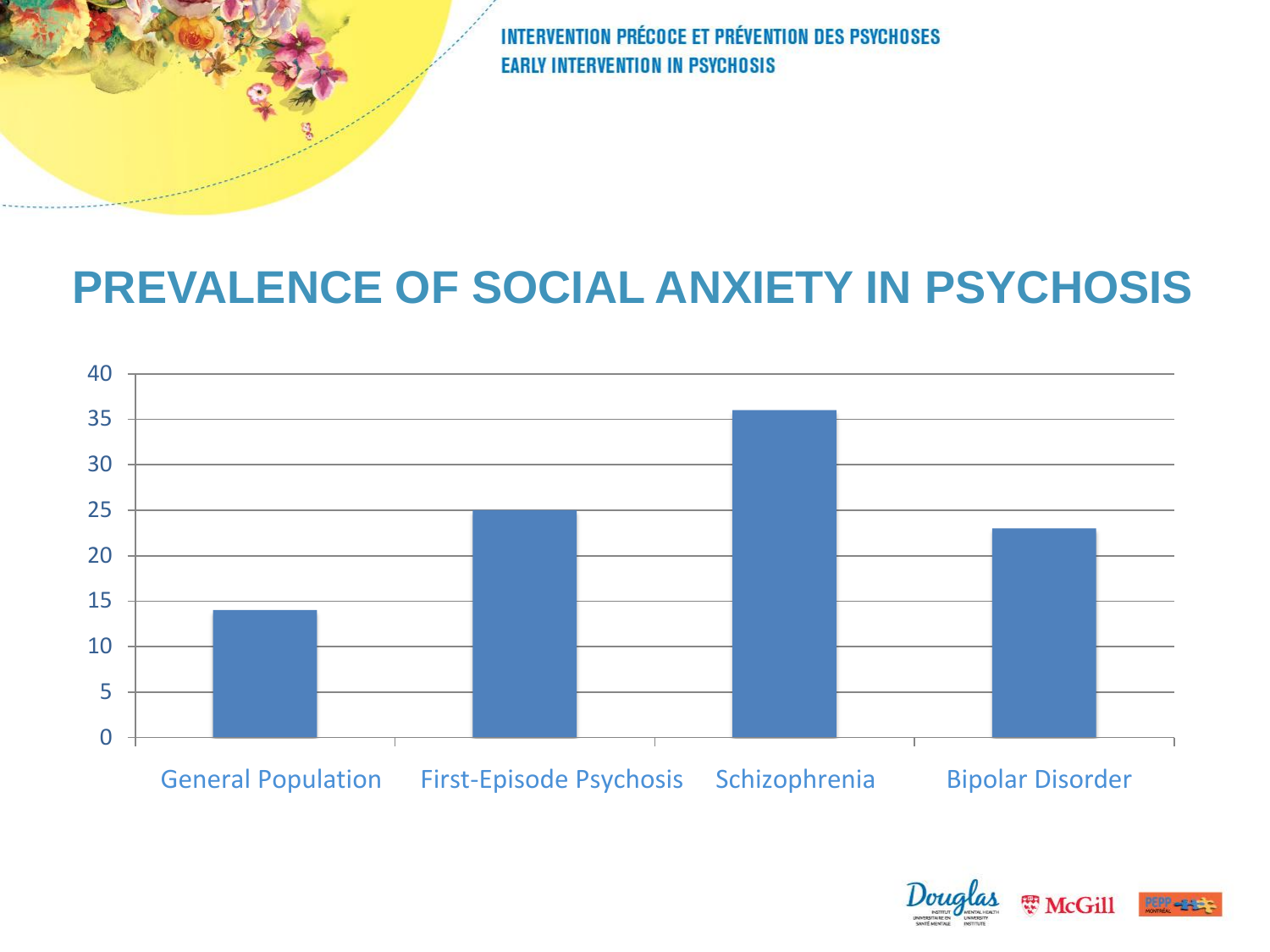# PREVALENCE OF SOCIAL ANXIETY IN PSYCHOSIS

| Group | Prevalence |
| --- | --- |
| General Population | 14 |
| First-Episode Psychosis | 25 |
| Schizophrenia | 36 |
| Bipolar Disorder | 23 |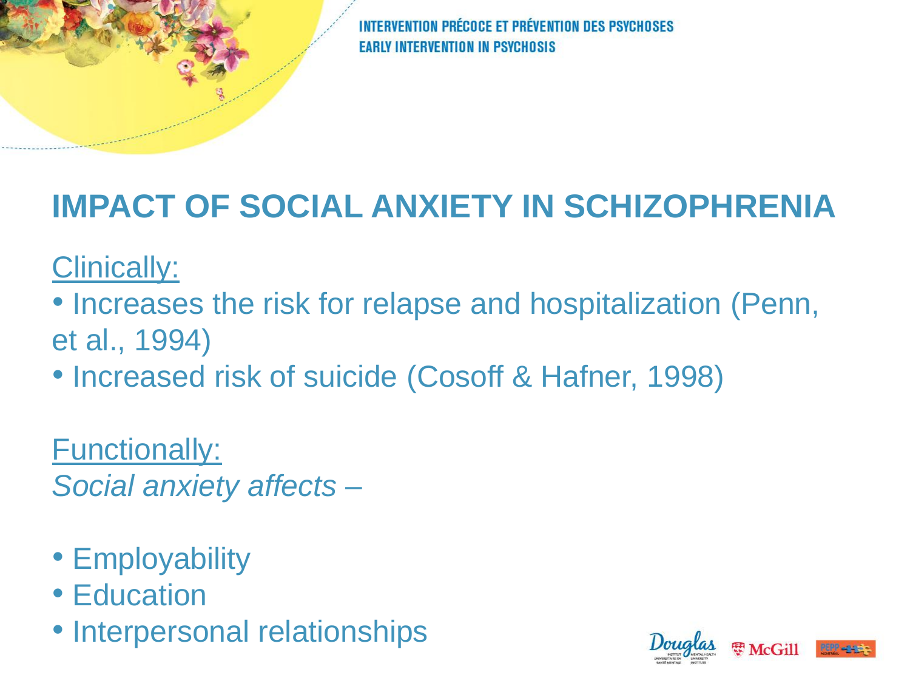# IMPACT OF SOCIAL ANXIETY IN SCHIZOPHRENIA

Clinically:

- Increases the risk for relapse and hospitalization (Penn, et al., 1994)
- Increased risk of suicide (Cosoff & Hafner, 1998)

Functionally:

*Social anxiety affects –*

- Employability
- Education
- Interpersonal relationships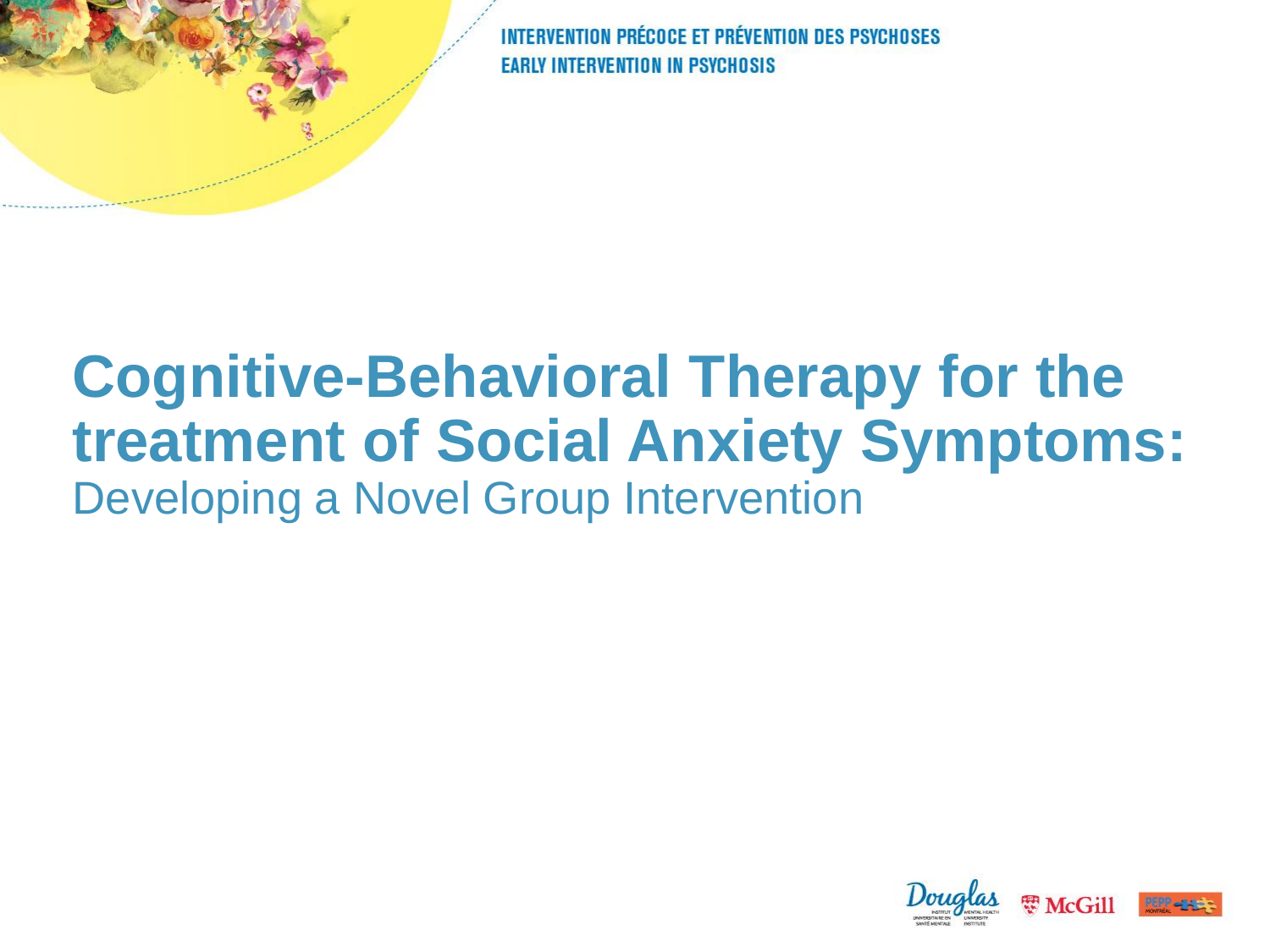# Cognitive-Behavioral Therapy for the treatment of Social Anxiety Symptoms:

Developing a Novel Group Intervention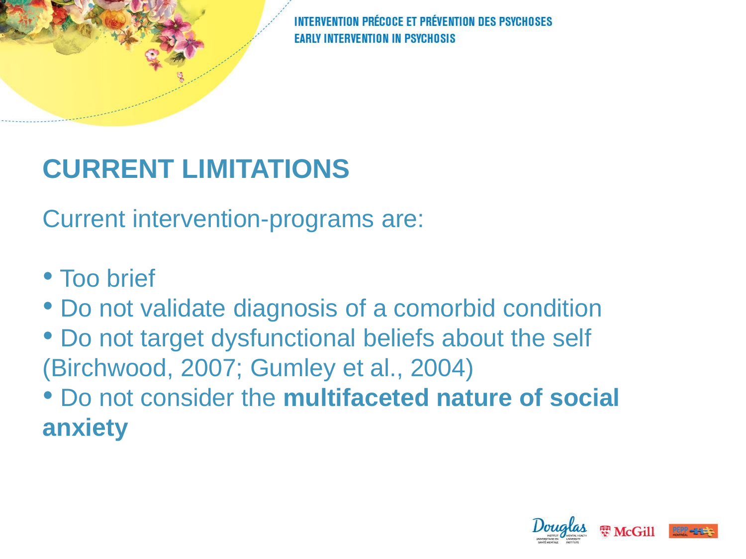## CURRENT LIMITATIONS

Current intervention-programs are:

- Too brief
- Do not validate diagnosis of a comorbid condition
- Do not target dysfunctional beliefs about the self (Birchwood, 2007; Gumley et al., 2004)
- Do not consider the **multifaceted nature of social anxiety**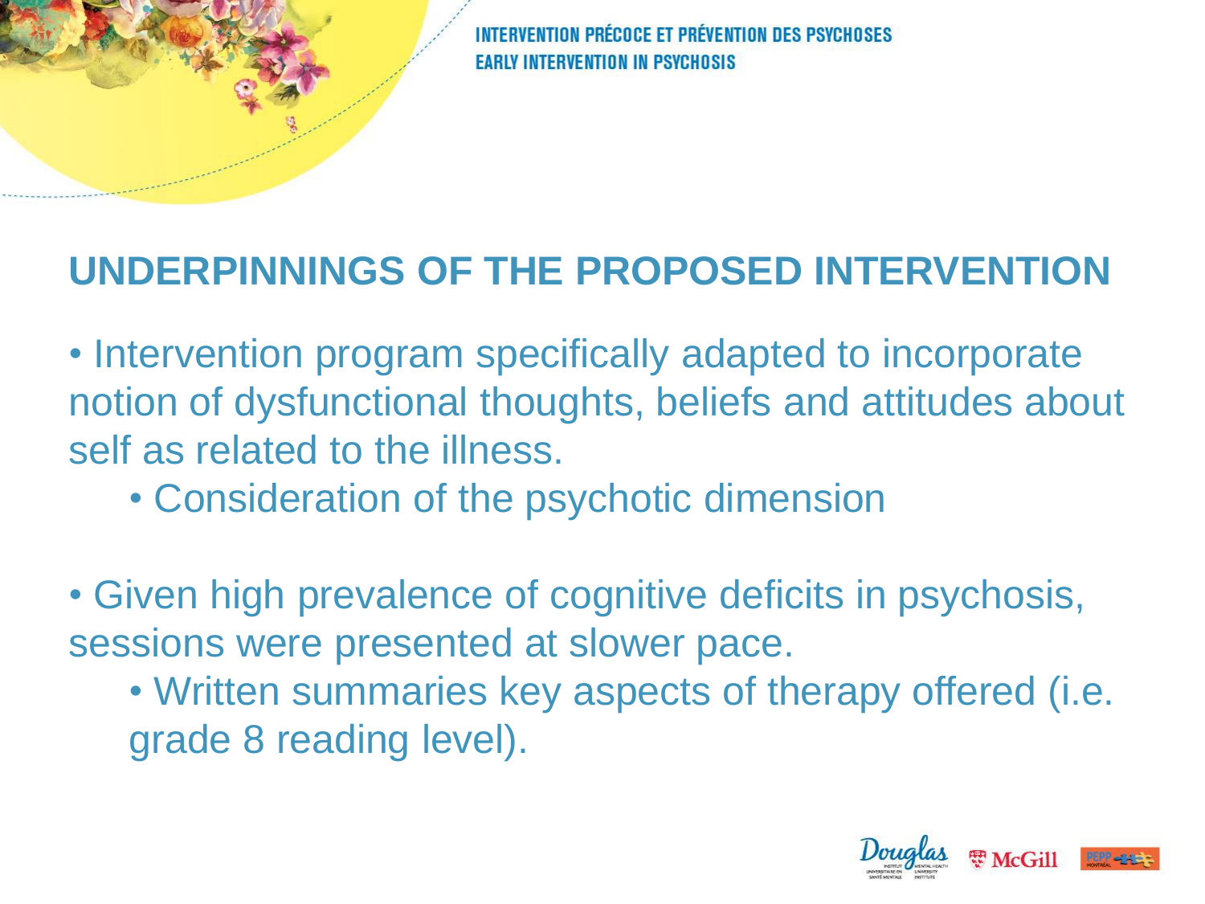## UNDERPINNINGS OF THE PROPOSED INTERVENTION

- Intervention program specifically adapted to incorporate notion of dysfunctional thoughts, beliefs and attitudes about self as related to the illness.
    - Consideration of the psychotic dimension

- Given high prevalence of cognitive deficits in psychosis, sessions were presented at slower pace.
    - Written summaries key aspects of therapy offered (i.e. grade 8 reading level).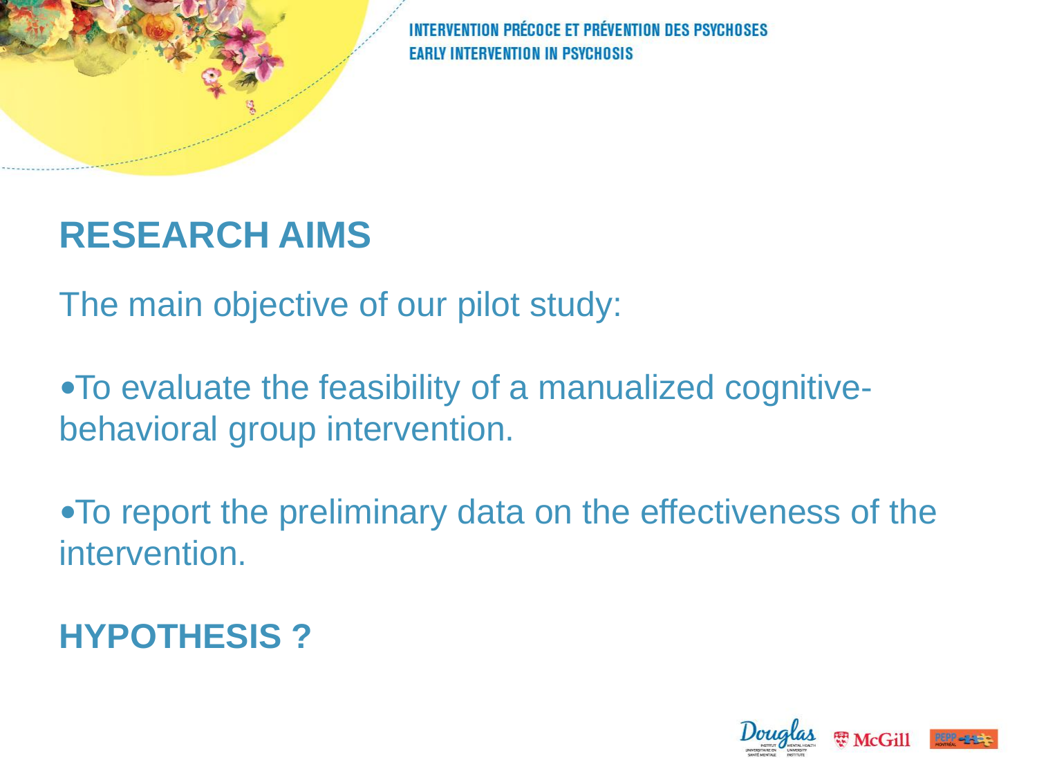## RESEARCH AIMS

The main objective of our pilot study:

- To evaluate the feasibility of a manualized cognitive-behavioral group intervention.
- To report the preliminary data on the effectiveness of the intervention.

## HYPOTHESIS ?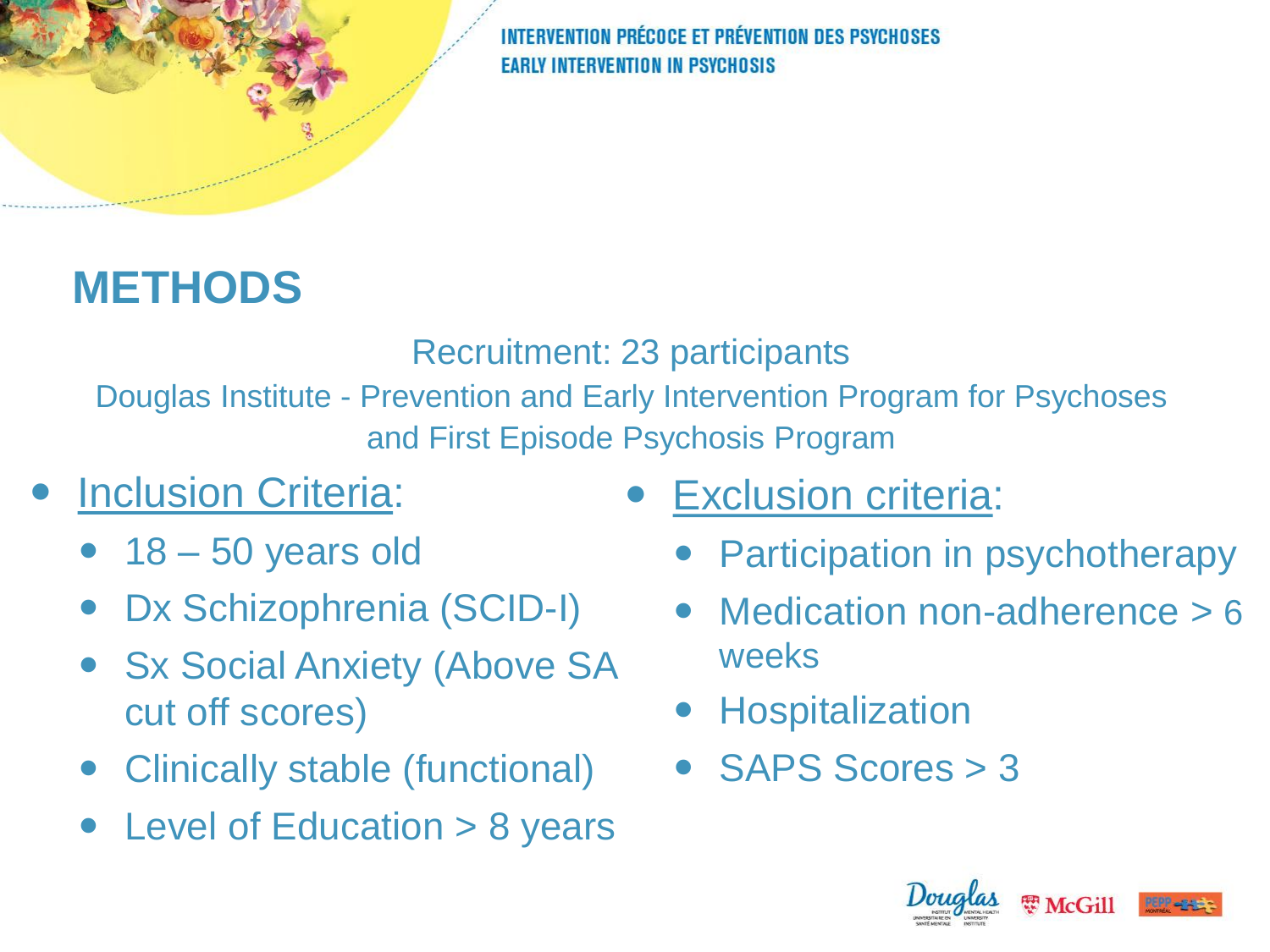# METHODS

Recruitment: 23 participants

Douglas Institute - Prevention and Early Intervention Program for Psychoses and First Episode Psychosis Program

- Inclusion Criteria:
  - 18 – 50 years old
  - Dx Schizophrenia (SCID-I)
  - Sx Social Anxiety (Above SA cut off scores)
  - Clinically stable (functional)
  - Level of Education > 8 years
- Exclusion criteria:
  - Participation in psychotherapy
  - Medication non-adherence > 6 weeks
  - Hospitalization
  - SAPS Scores > 3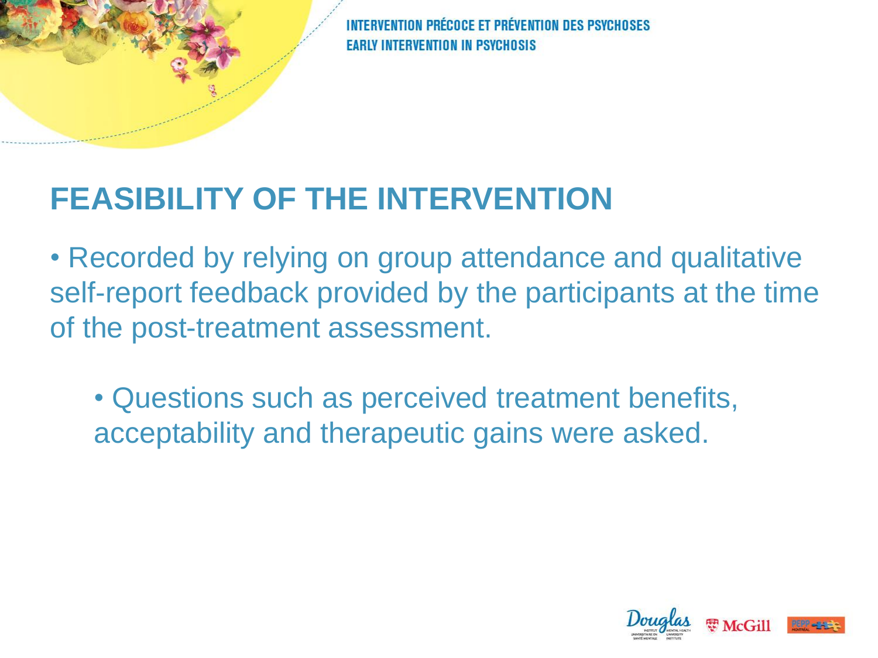# FEASIBILITY OF THE INTERVENTION

- Recorded by relying on group attendance and qualitative self-report feedback provided by the participants at the time of the post-treatment assessment.
  - Questions such as perceived treatment benefits, acceptability and therapeutic gains were asked.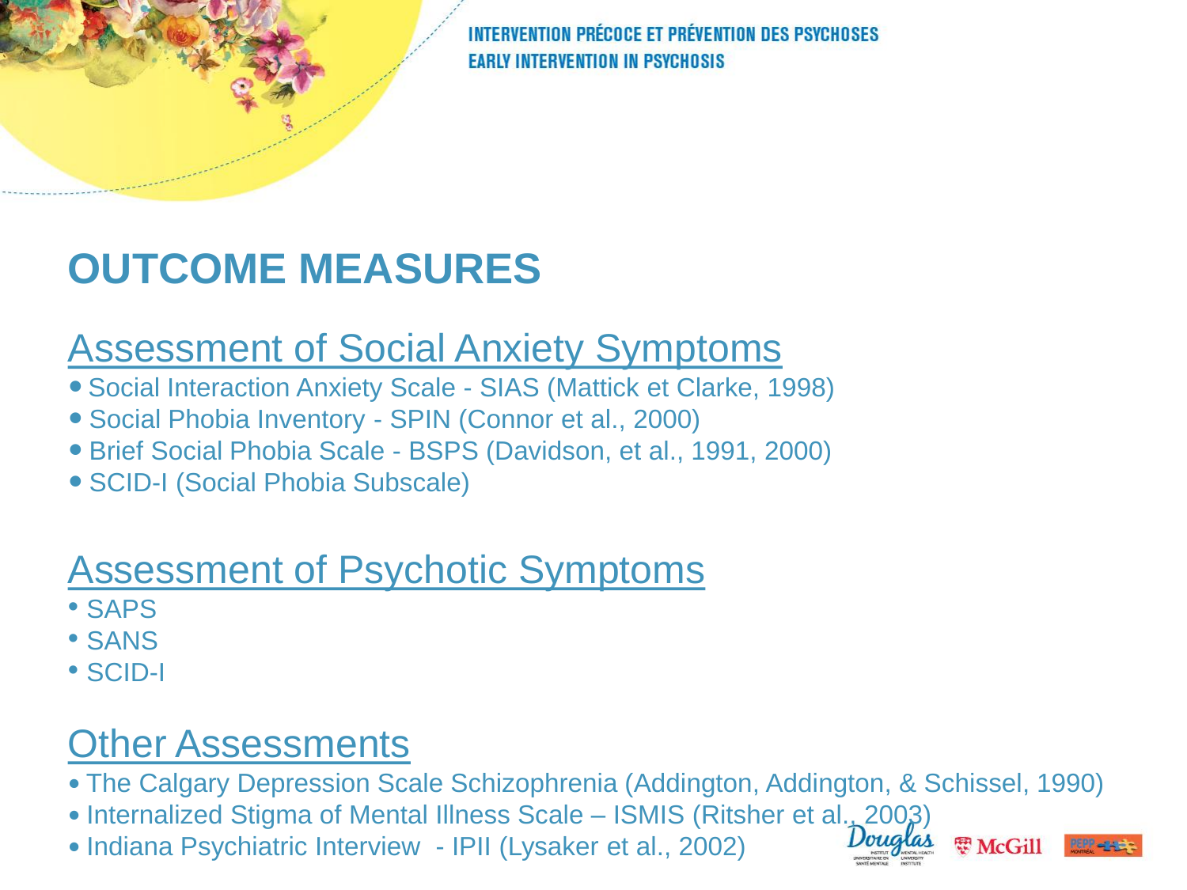# OUTCOME MEASURES

## Assessment of Social Anxiety Symptoms

- Social Interaction Anxiety Scale - SIAS (Mattick et Clarke, 1998)
- Social Phobia Inventory - SPIN (Connor et al., 2000)
- Brief Social Phobia Scale - BSPS (Davidson, et al., 1991, 2000)
- SCID-I (Social Phobia Subscale)

## Assessment of Psychotic Symptoms

- SAPS
- SANS
- SCID-I

## Other Assessments

- The Calgary Depression Scale Schizophrenia (Addington, Addington, & Schissel, 1990)
- Internalized Stigma of Mental Illness Scale – ISMIS (Ritsher et al., 2003)
- Indiana Psychiatric Interview - IPII (Lysaker et al., 2002)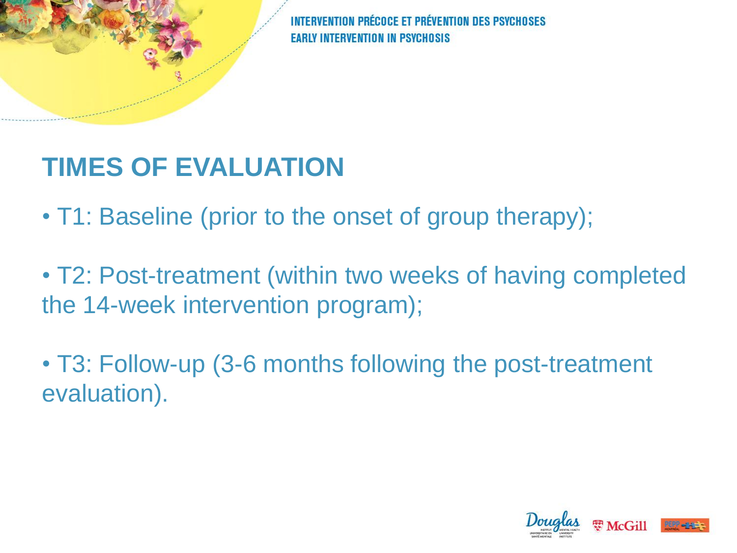## TIMES OF EVALUATION

- T1: Baseline (prior to the onset of group therapy);
- T2: Post-treatment (within two weeks of having completed the 14-week intervention program);
- T3: Follow-up (3-6 months following the post-treatment evaluation).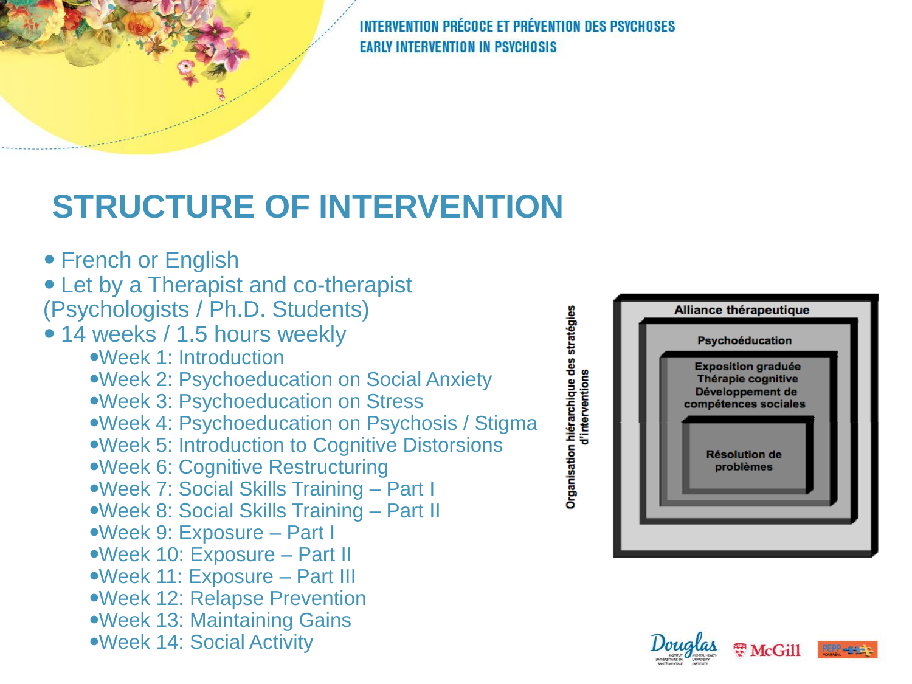# STRUCTURE OF INTERVENTION

- French or English
- Let by a Therapist and co-therapist (Psychologists / Ph.D. Students)
- 14 weeks / 1.5 hours weekly
  - Week 1: Introduction
  - Week 2: Psychoeducation on Social Anxiety
  - Week 3: Psychoeducation on Stress
  - Week 4: Psychoeducation on Psychosis / Stigma
  - Week 5: Introduction to Cognitive Distorsions
  - Week 6: Cognitive Restructuring
  - Week 7: Social Skills Training – Part I
  - Week 8: Social Skills Training – Part II
  - Week 9: Exposure – Part I
  - Week 10: Exposure – Part II
  - Week 11: Exposure – Part III
  - Week 12: Relapse Prevention
  - Week 13: Maintaining Gains
  - Week 14: Social Activity

Organisation hiérarchique des stratégies d'interventions

- Alliance thérapeutique
  - Psychoéducation
    - Exposition graduée
    - Thérapie cognitive
    - Développement de compétences sociales
      - Résolution de problèmes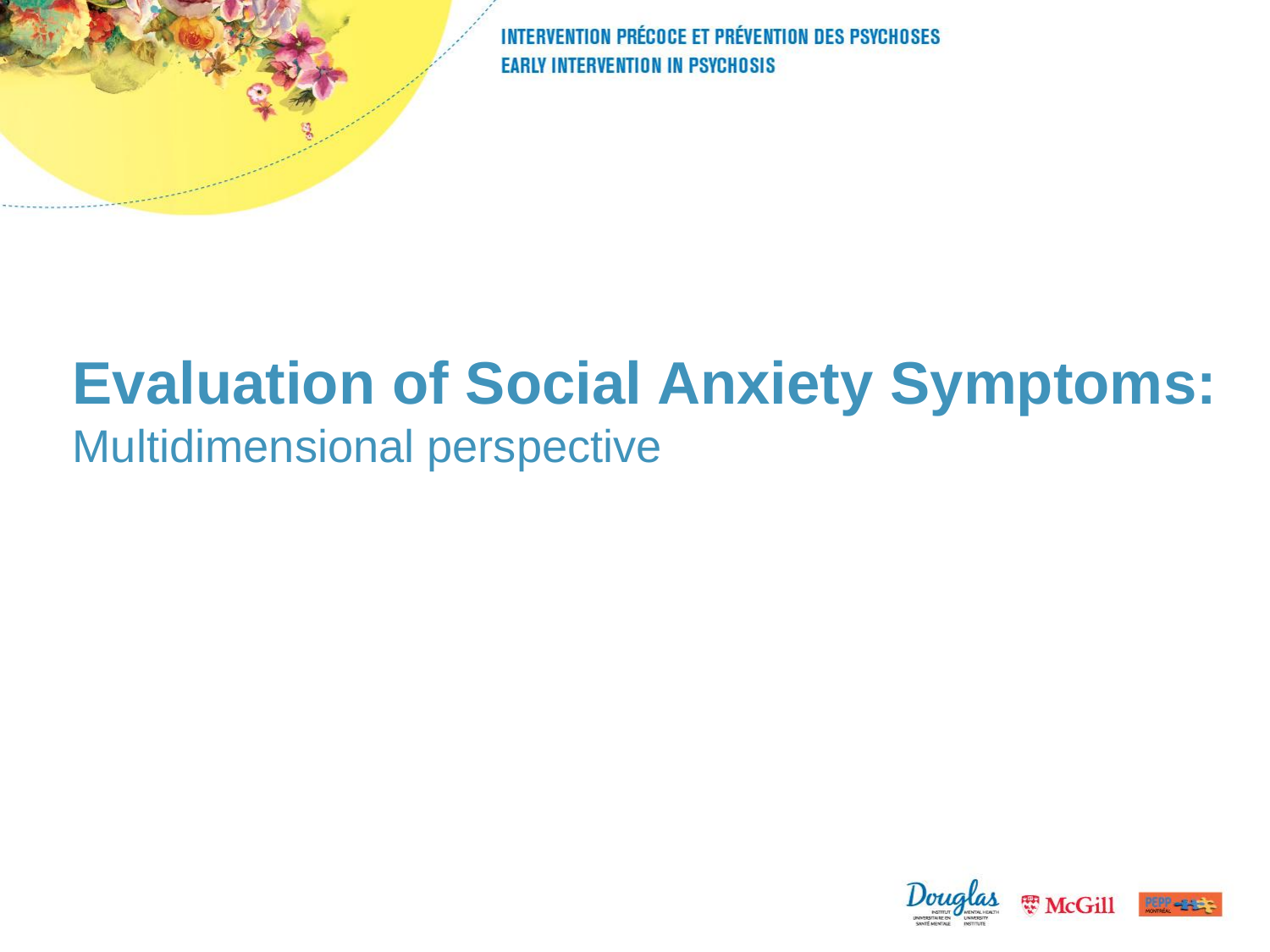# Evaluation of Social Anxiety Symptoms:

## Multidimensional perspective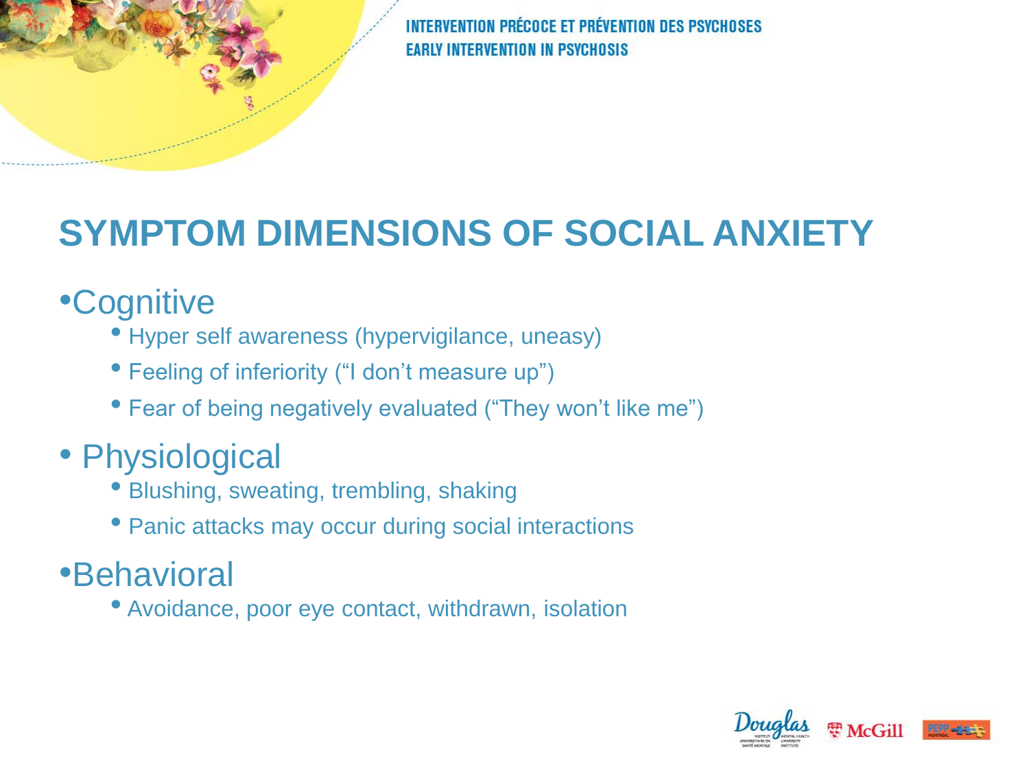# SYMPTOM DIMENSIONS OF SOCIAL ANXIETY

- Cognitive
  - Hyper self awareness (hypervigilance, uneasy)
  - Feeling of inferiority ("I don't measure up")
  - Fear of being negatively evaluated ("They won't like me")
- Physiological
  - Blushing, sweating, trembling, shaking
  - Panic attacks may occur during social interactions
- Behavioral
  - Avoidance, poor eye contact, withdrawn, isolation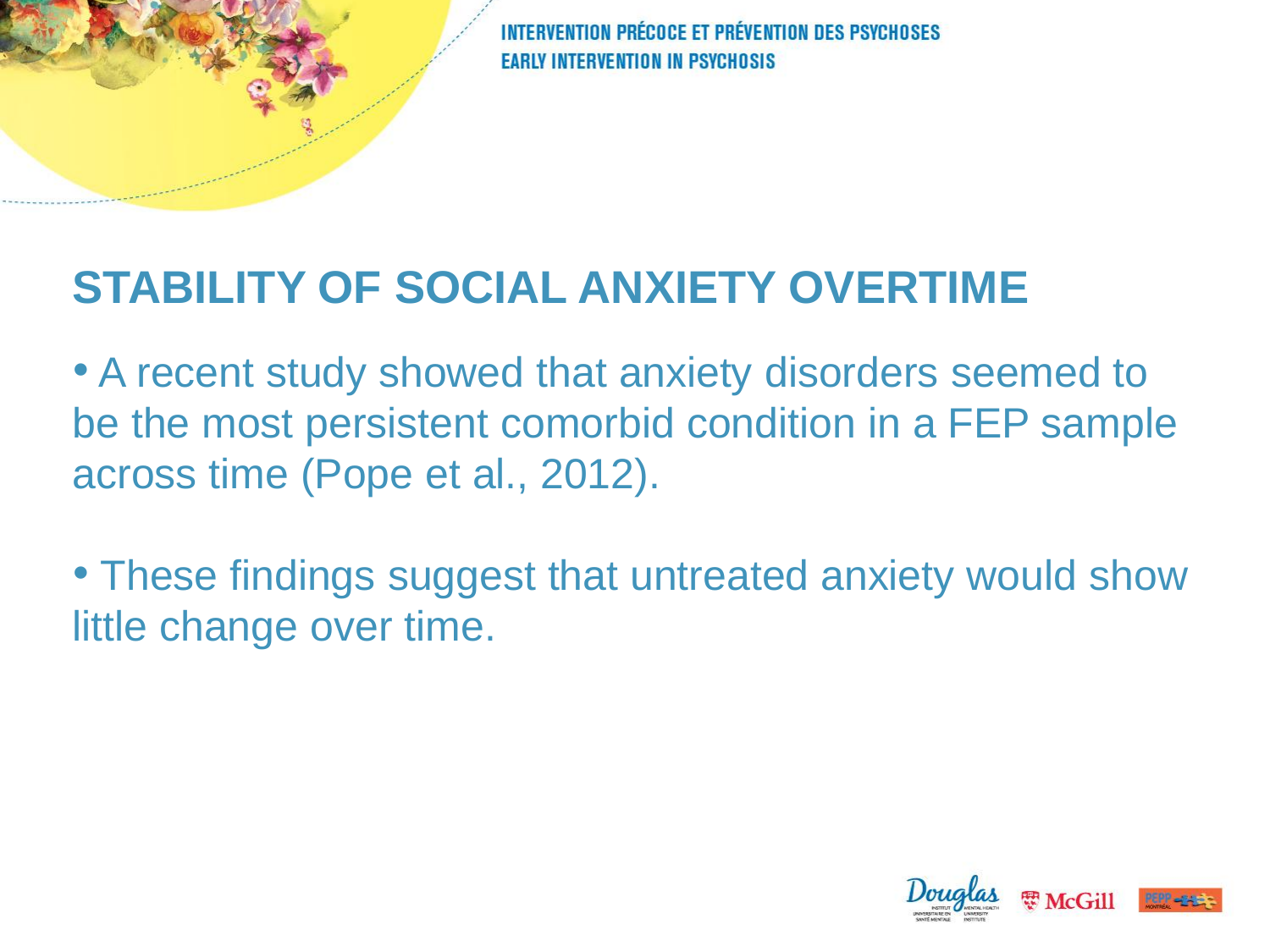## STABILITY OF SOCIAL ANXIETY OVERTIME

- A recent study showed that anxiety disorders seemed to be the most persistent comorbid condition in a FEP sample across time (Pope et al., 2012).

- These findings suggest that untreated anxiety would show little change over time.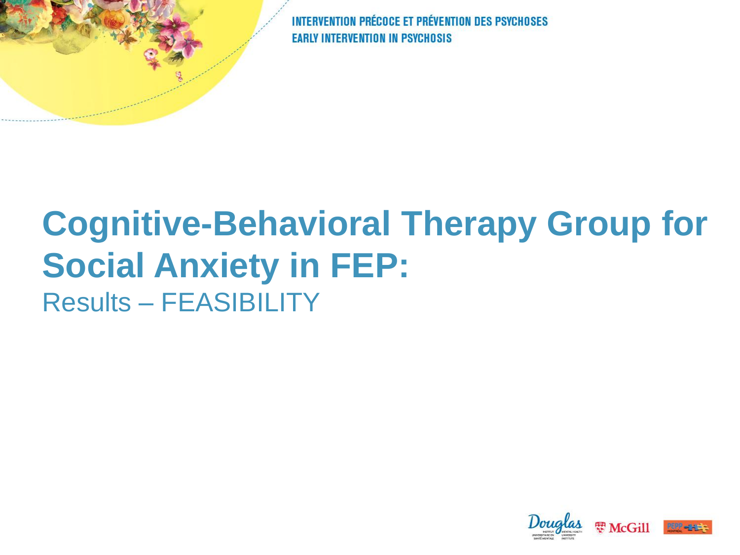# Cognitive-Behavioral Therapy Group for Social Anxiety in FEP:

Results – FEASIBILITY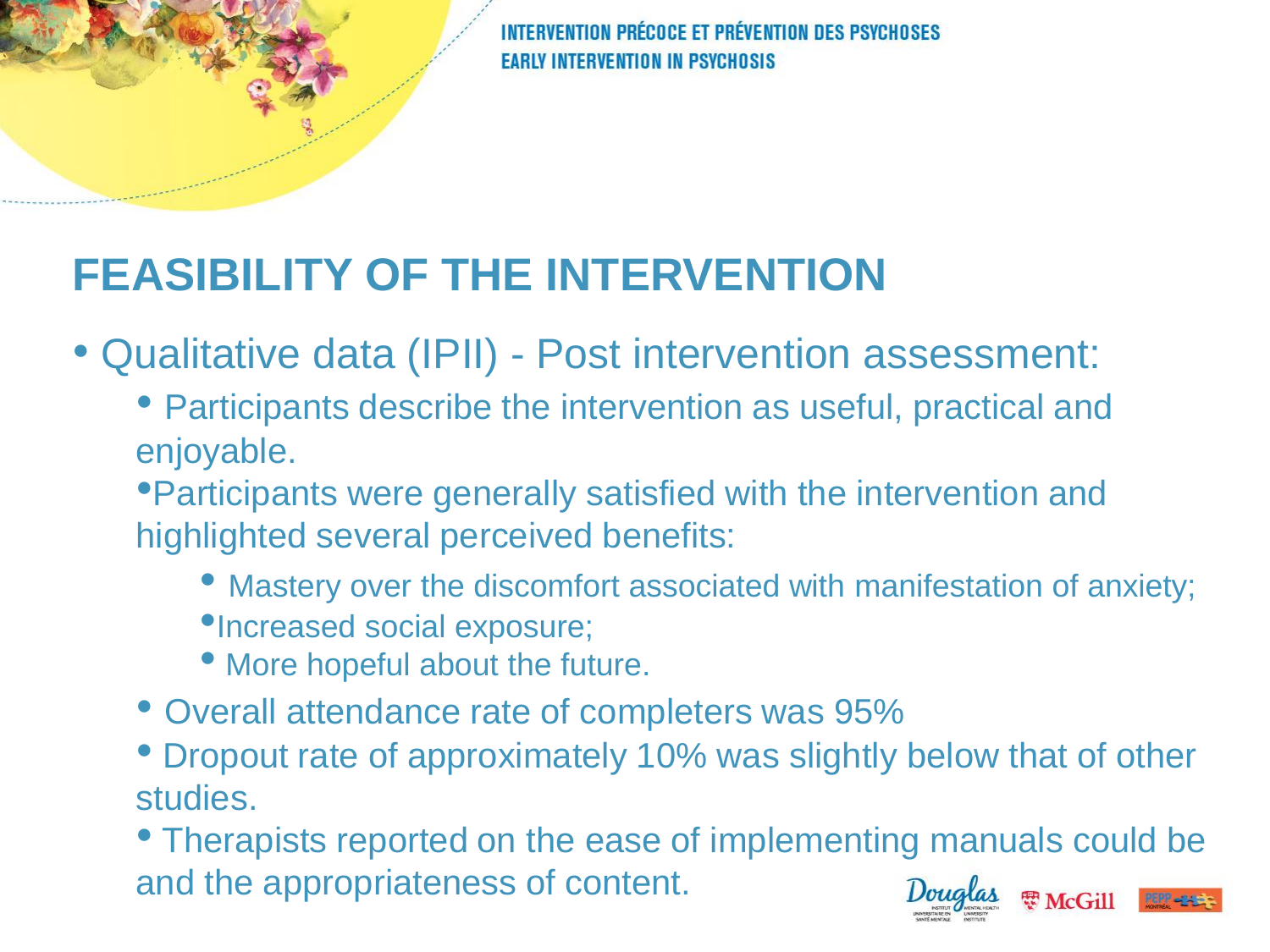# FEASIBILITY OF THE INTERVENTION

- Qualitative data (IPII) - Post intervention assessment:
  - Participants describe the intervention as useful, practical and enjoyable.
  - Participants were generally satisfied with the intervention and highlighted several perceived benefits:
    - Mastery over the discomfort associated with manifestation of anxiety;
    - Increased social exposure;
    - More hopeful about the future.
  - Overall attendance rate of completers was 95%
  - Dropout rate of approximately 10% was slightly below that of other studies.
  - Therapists reported on the ease of implementing manuals could be and the appropriateness of content.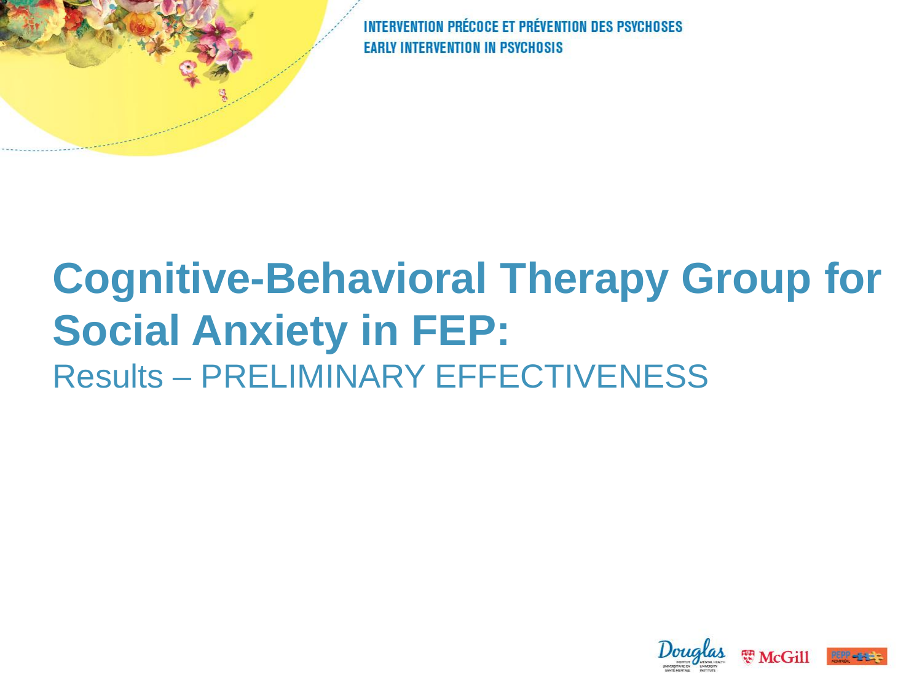# Cognitive-Behavioral Therapy Group for Social Anxiety in FEP:

Results – PRELIMINARY EFFECTIVENESS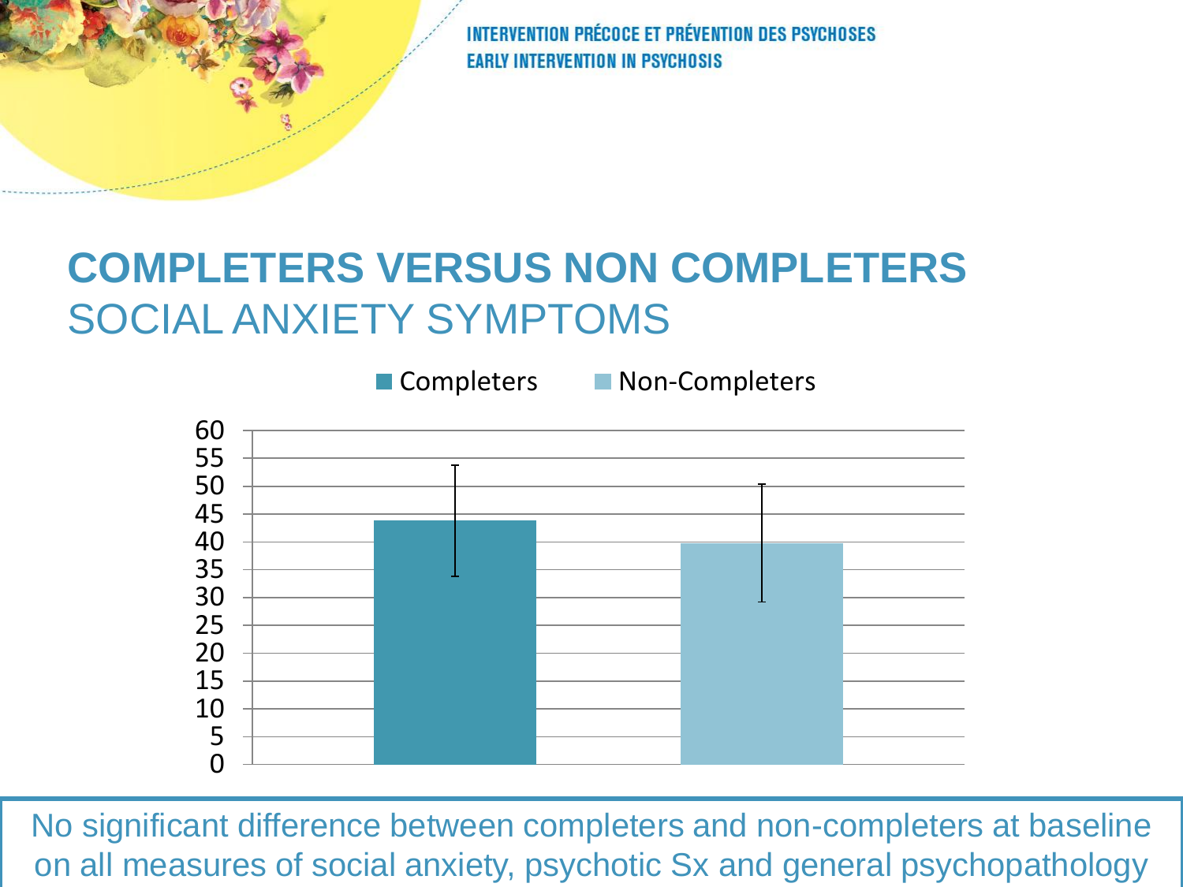# COMPLETERS VERSUS NON COMPLETERS

## SOCIAL ANXIETY SYMPTOMS

No significant difference between completers and non-completers at baseline on all measures of social anxiety, psychotic Sx and general psychopathology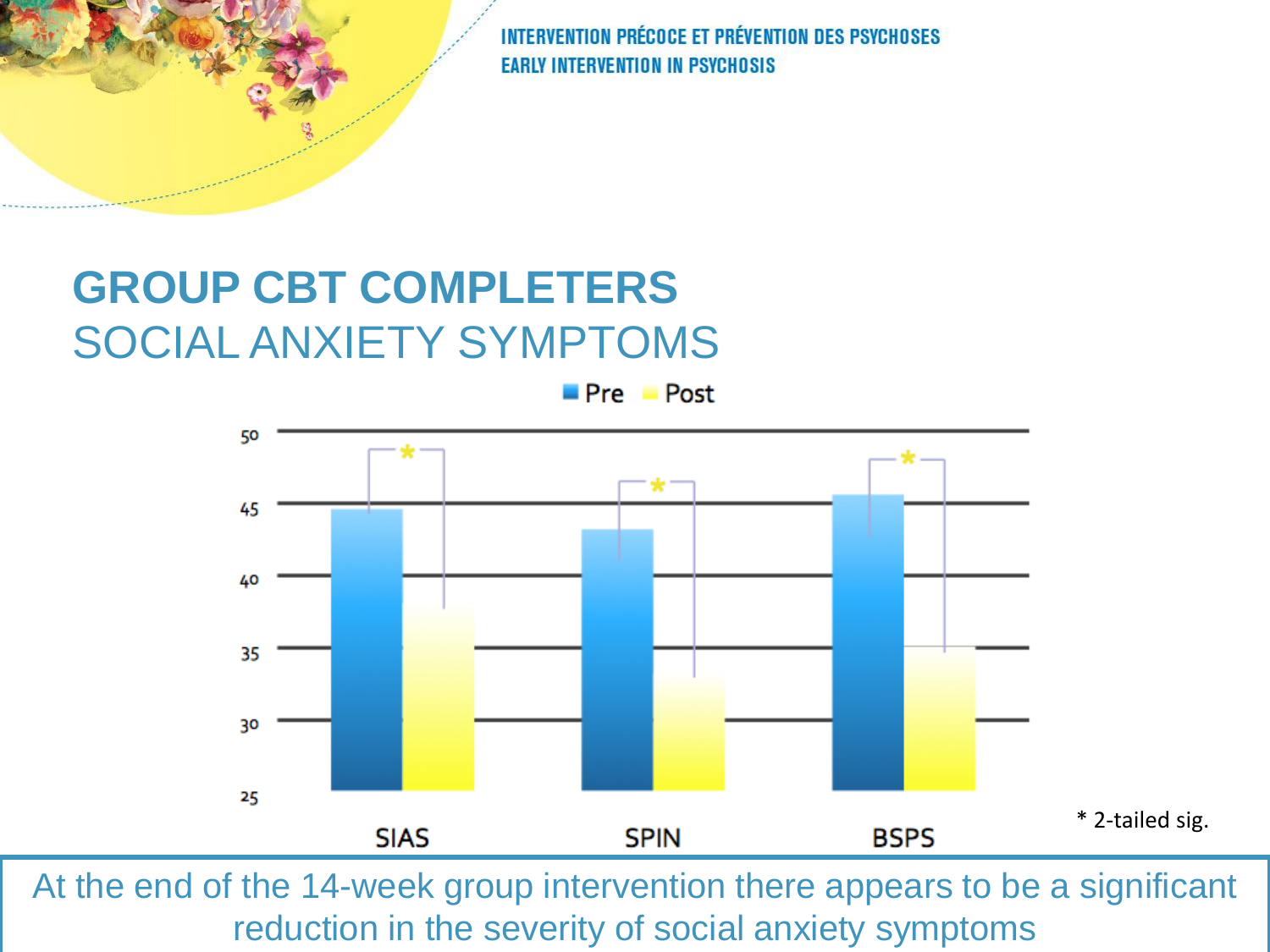## GROUP CBT COMPLETERS

SOCIAL ANXIETY SYMPTOMS

Pre Post

50
45
40
35
30
25

SIAS SPIN BSPS

* 2-tailed sig.

At the end of the 14-week group intervention there appears to be a significant reduction in the severity of social anxiety symptoms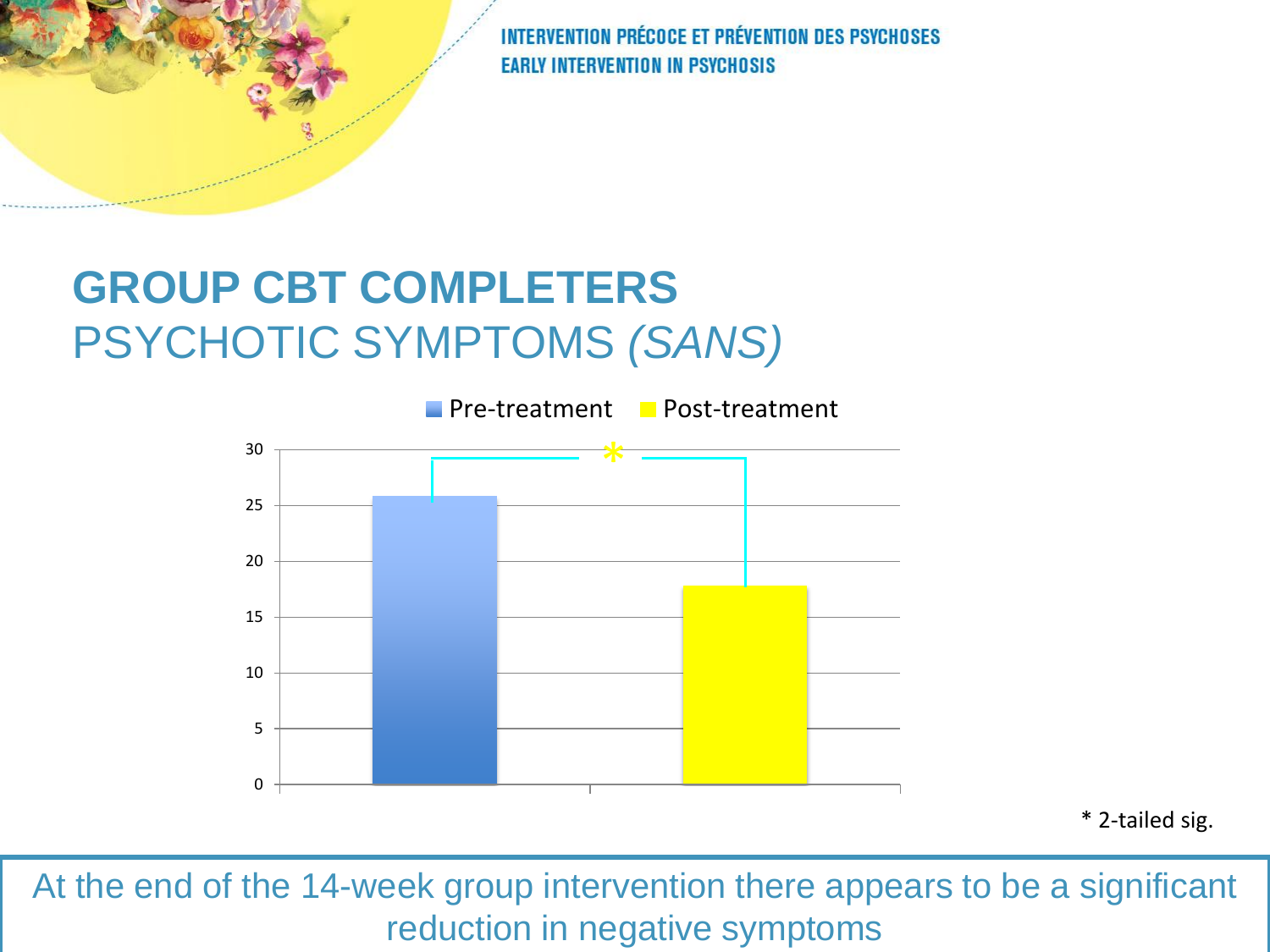# GROUP CBT COMPLETERS

## PSYCHOTIC SYMPTOMS *(SANS)*

Pre-treatment | Post-treatment

* 2-tailed sig.

At the end of the 14-week group intervention there appears to be a significant reduction in negative symptoms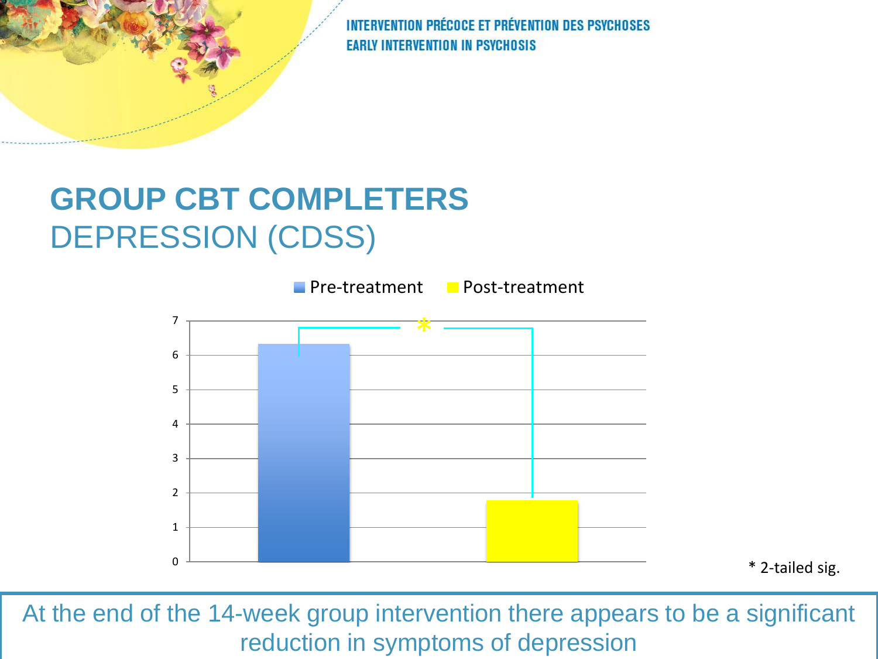# GROUP CBT COMPLETERS

## DEPRESSION (CDSS)

Pre-treatment | Post-treatment

7
6
5
4
3
2
1
0

\* 2-tailed sig.

At the end of the 14-week group intervention there appears to be a significant reduction in symptoms of depression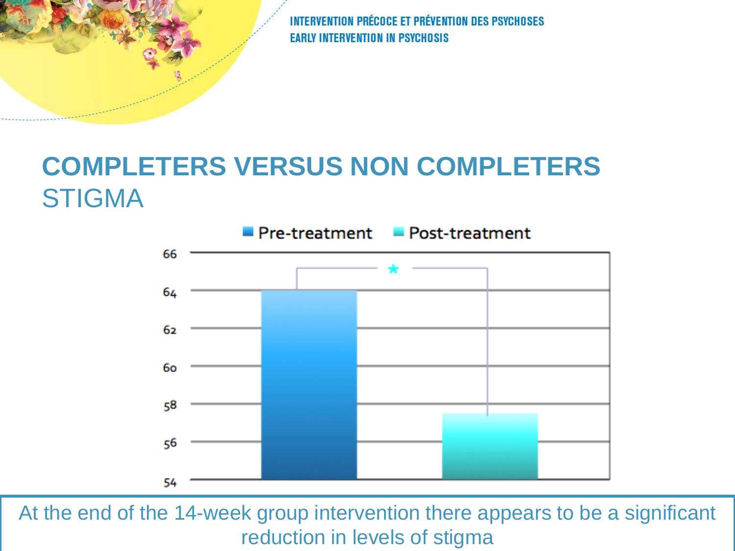## COMPLETERS VERSUS NON COMPLETERS

STIGMA

Pre-treatment | Post-treatment

66
64
62
60
58
56
54

*

At the end of the 14-week group intervention there appears to be a significant reduction in levels of stigma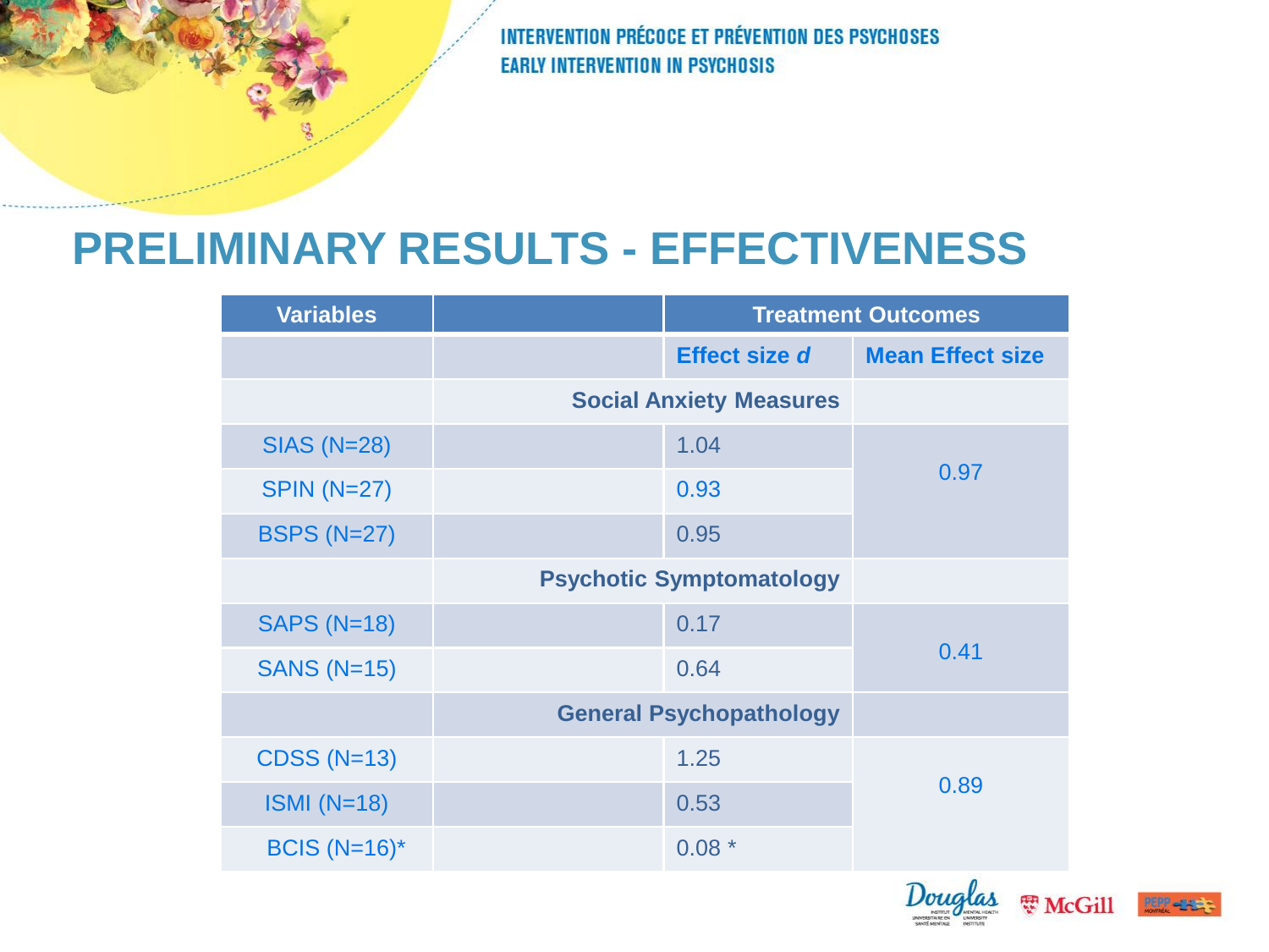# PRELIMINARY RESULTS - EFFECTIVENESS

| Variables | | Treatment Outcomes | |
|---|---|---|---|
| | | Effect size *d* | Mean Effect size |
| | Social Anxiety Measures | | |
| SIAS (N=28) | | 1.04 | 0.97 |
| SPIN (N=27) | | 0.93 | |
| BSPS (N=27) | | 0.95 | |
| | Psychotic Symptomatology | | |
| SAPS (N=18) | | 0.17 | 0.41 |
| SANS (N=15) | | 0.64 | |
| | General Psychopathology | | |
| CDSS (N=13) | | 1.25 | 0.89 |
| ISMI (N=18) | | 0.53 | |
| BCIS (N=16)* | | 0.08 * | |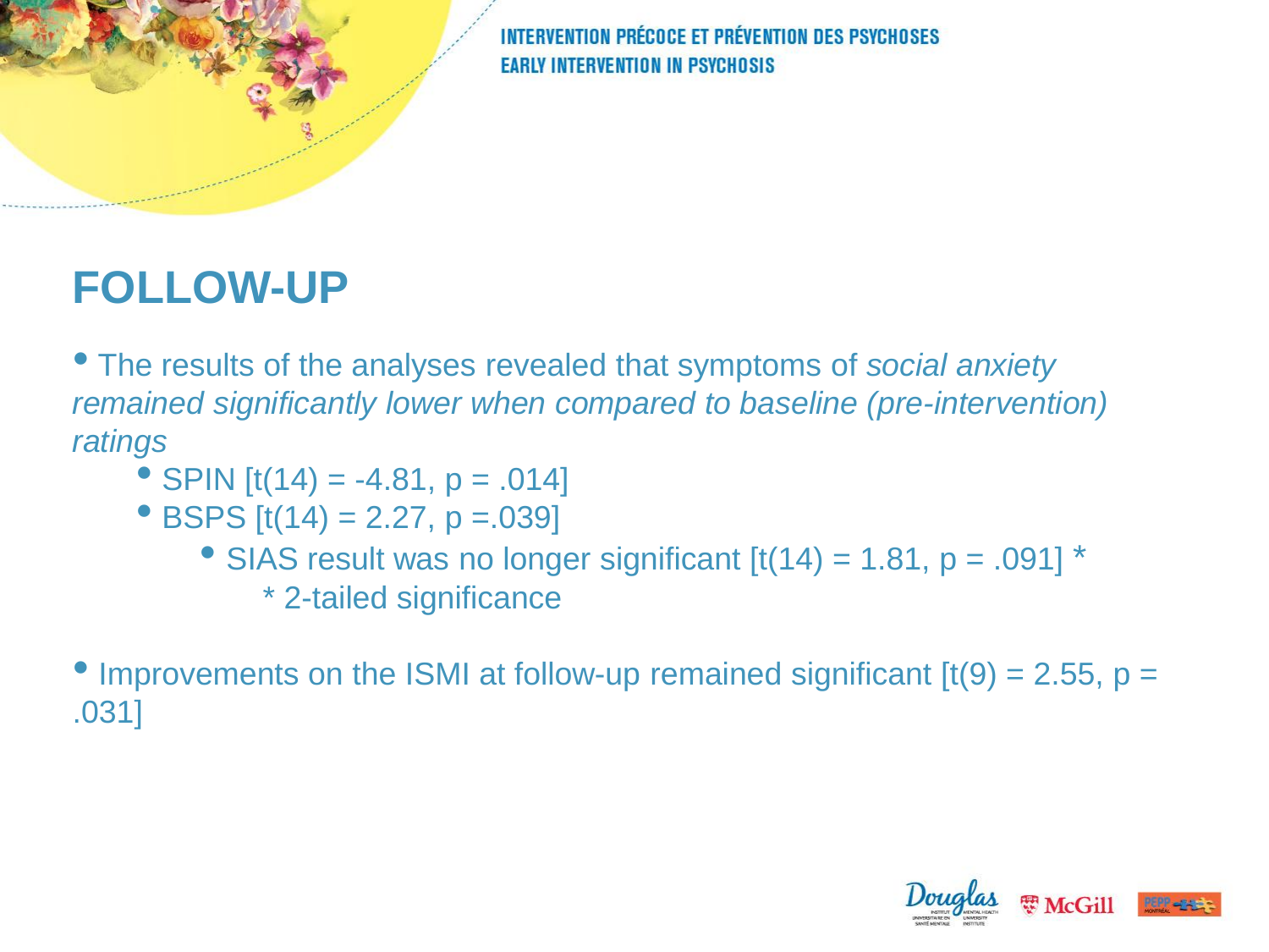## FOLLOW-UP

- The results of the analyses revealed that symptoms of *social anxiety remained significantly lower when compared to baseline (pre-intervention) ratings*
  - SPIN [$t(14) = -4.81$, $p = .014$]
  - BSPS [$t(14) = 2.27$, $p = .039$]
    - SIAS result was no longer significant [$t(14) = 1.81$, $p = .091$] *
      * 2-tailed significance

- Improvements on the ISMI at follow-up remained significant [$t(9) = 2.55$, $p = .031$]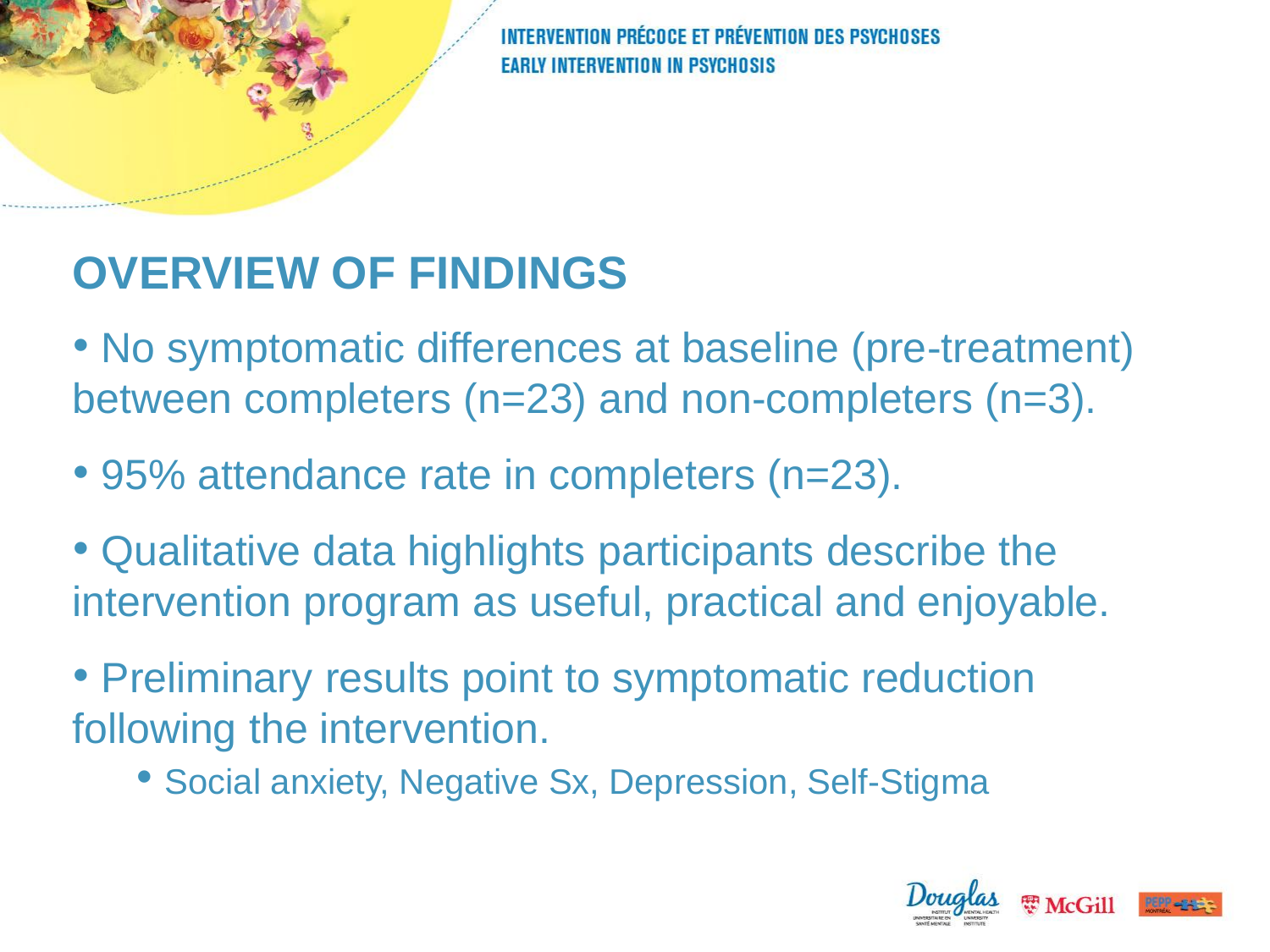## OVERVIEW OF FINDINGS

- No symptomatic differences at baseline (pre-treatment) between completers (n=23) and non-completers (n=3).
- 95% attendance rate in completers (n=23).
- Qualitative data highlights participants describe the intervention program as useful, practical and enjoyable.
- Preliminary results point to symptomatic reduction following the intervention.
  - Social anxiety, Negative Sx, Depression, Self-Stigma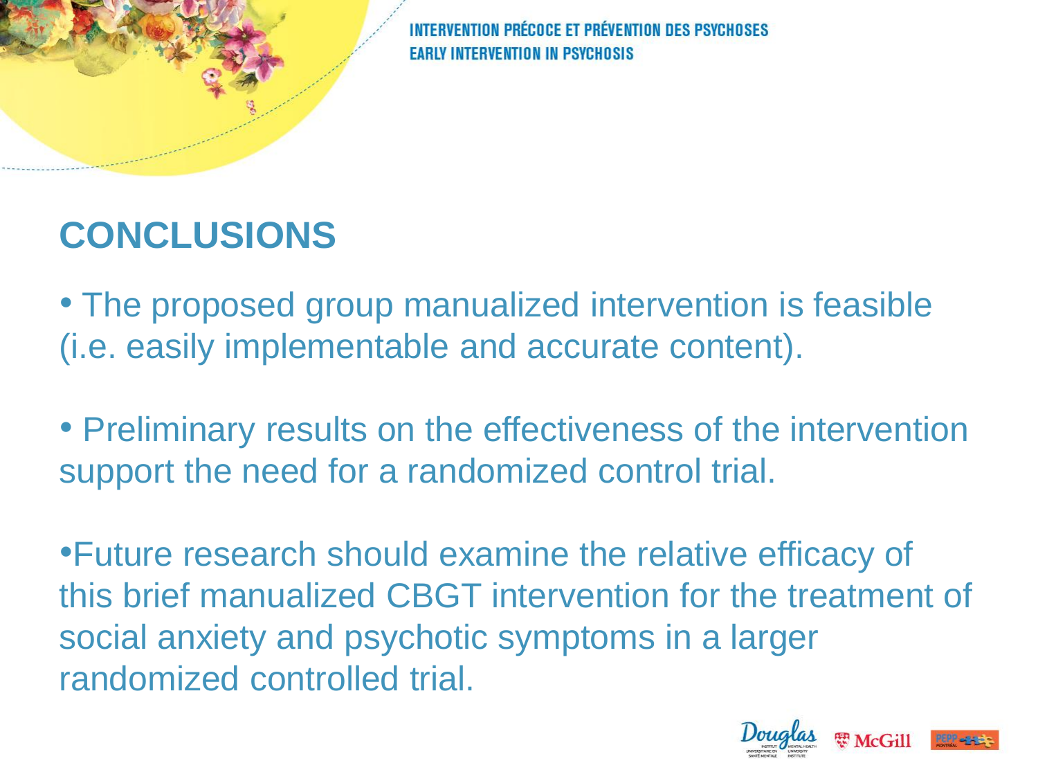## CONCLUSIONS

- The proposed group manualized intervention is feasible (i.e. easily implementable and accurate content).

- Preliminary results on the effectiveness of the intervention support the need for a randomized control trial.

- Future research should examine the relative efficacy of this brief manualized CBGT intervention for the treatment of social anxiety and psychotic symptoms in a larger randomized controlled trial.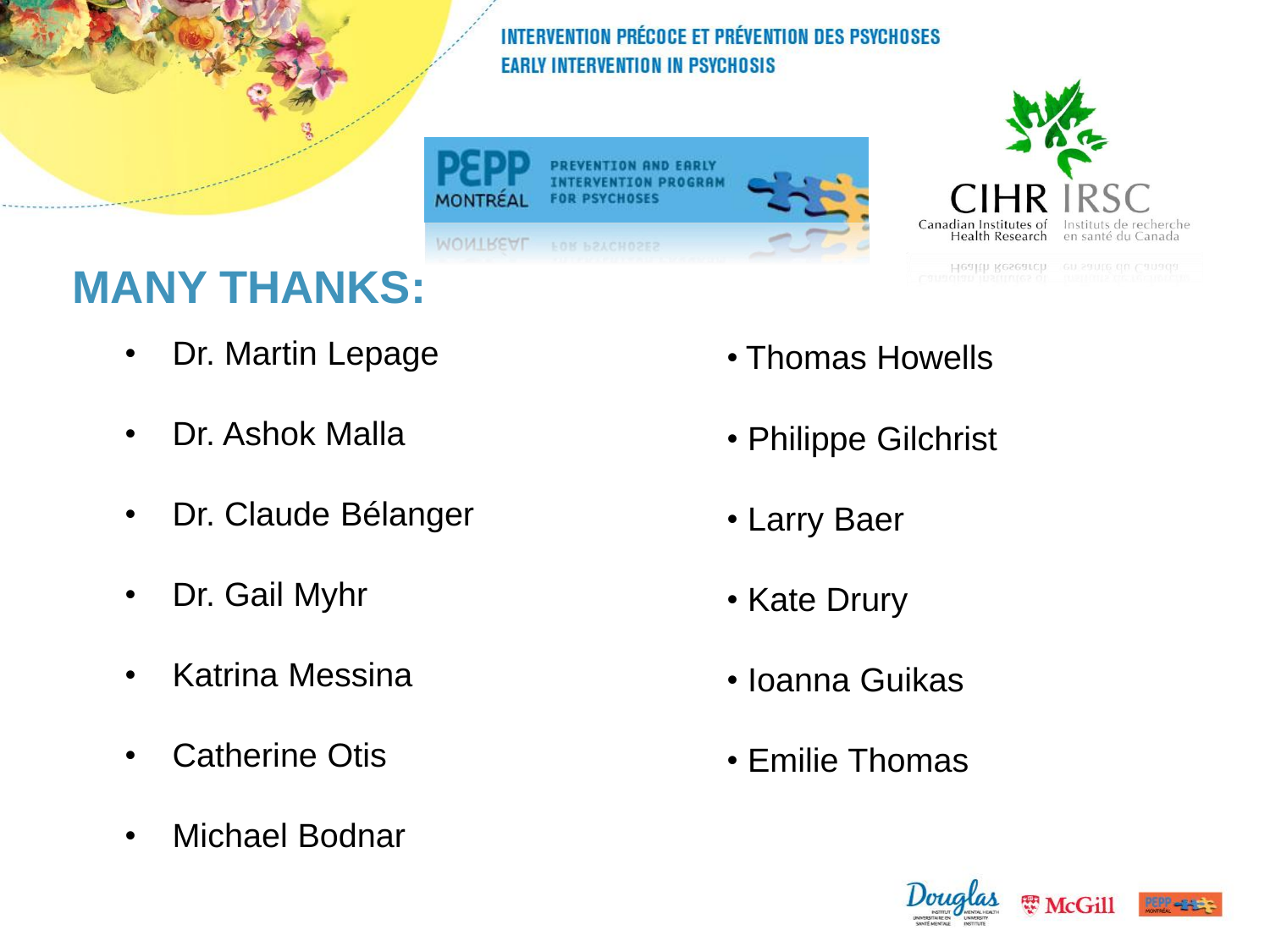INTERVENTION PRÉCOCE ET PRÉVENTION DES PSYCHOSES
EARLY INTERVENTION IN PSYCHOSIS

PEPP MONTRÉAL — PREVENTION AND EARLY INTERVENTION PROGRAM FOR PSYCHOSES

CIHR IRSC — Canadian Institutes of Health Research / Instituts de recherche en santé du Canada

# MANY THANKS:

- Dr. Martin Lepage
- Dr. Ashok Malla
- Dr. Claude Bélanger
- Dr. Gail Myhr
- Katrina Messina
- Catherine Otis
- Michael Bodnar
- Thomas Howells
- Philippe Gilchrist
- Larry Baer
- Kate Drury
- Ioanna Guikas
- Emilie Thomas